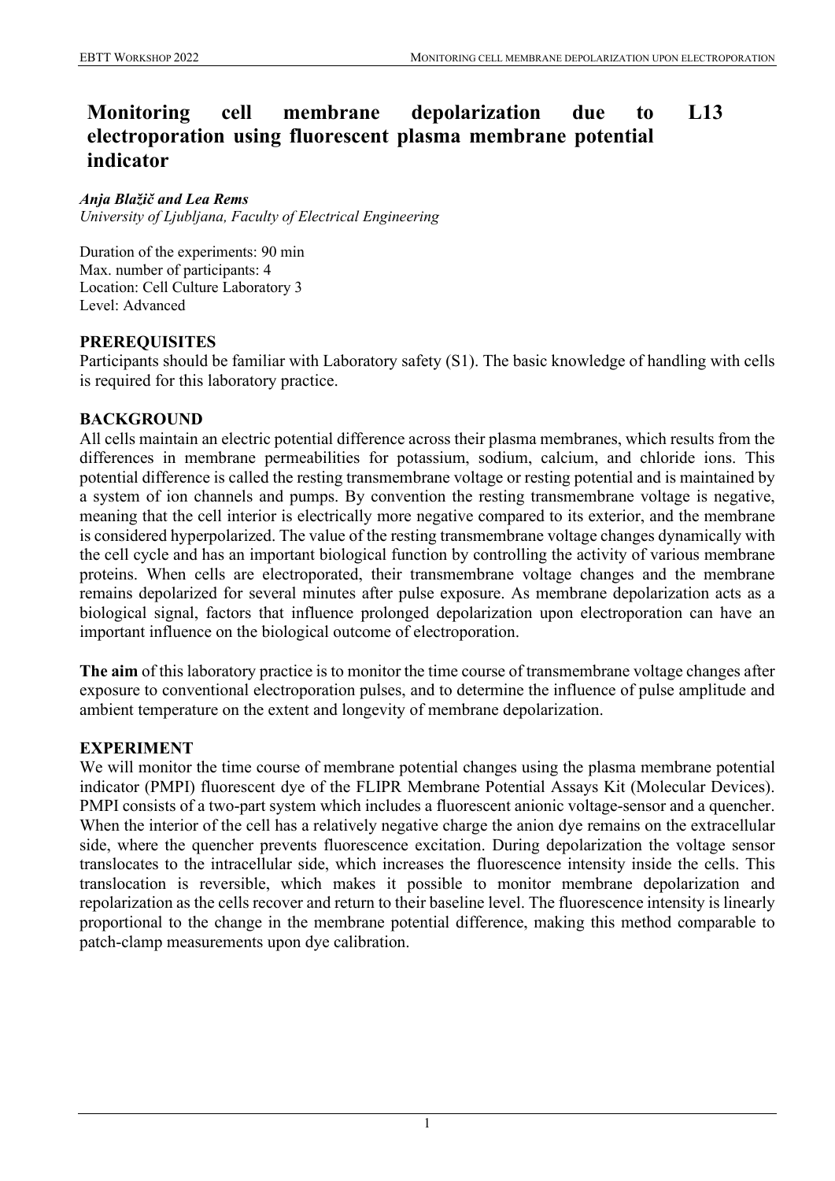# Monitoring cell membrane depolarization due to electroporation using fluorescent plasma membrane potential indicator

L13

***Anja Blažič and Lea Rems***
*University of Ljubljana, Faculty of Electrical Engineering*

Duration of the experiments: 90 min
Max. number of participants: 4
Location: Cell Culture Laboratory 3
Level: Advanced

## PREREQUISITES

Participants should be familiar with Laboratory safety (S1). The basic knowledge of handling with cells is required for this laboratory practice.

## BACKGROUND

All cells maintain an electric potential difference across their plasma membranes, which results from the differences in membrane permeabilities for potassium, sodium, calcium, and chloride ions. This potential difference is called the resting transmembrane voltage or resting potential and is maintained by a system of ion channels and pumps. By convention the resting transmembrane voltage is negative, meaning that the cell interior is electrically more negative compared to its exterior, and the membrane is considered hyperpolarized. The value of the resting transmembrane voltage changes dynamically with the cell cycle and has an important biological function by controlling the activity of various membrane proteins. When cells are electroporated, their transmembrane voltage changes and the membrane remains depolarized for several minutes after pulse exposure. As membrane depolarization acts as a biological signal, factors that influence prolonged depolarization upon electroporation can have an important influence on the biological outcome of electroporation.

**The aim** of this laboratory practice is to monitor the time course of transmembrane voltage changes after exposure to conventional electroporation pulses, and to determine the influence of pulse amplitude and ambient temperature on the extent and longevity of membrane depolarization.

## EXPERIMENT

We will monitor the time course of membrane potential changes using the plasma membrane potential indicator (PMPI) fluorescent dye of the FLIPR Membrane Potential Assays Kit (Molecular Devices). PMPI consists of a two-part system which includes a fluorescent anionic voltage-sensor and a quencher. When the interior of the cell has a relatively negative charge the anion dye remains on the extracellular side, where the quencher prevents fluorescence excitation. During depolarization the voltage sensor translocates to the intracellular side, which increases the fluorescence intensity inside the cells. This translocation is reversible, which makes it possible to monitor membrane depolarization and repolarization as the cells recover and return to their baseline level. The fluorescence intensity is linearly proportional to the change in the membrane potential difference, making this method comparable to patch-clamp measurements upon dye calibration.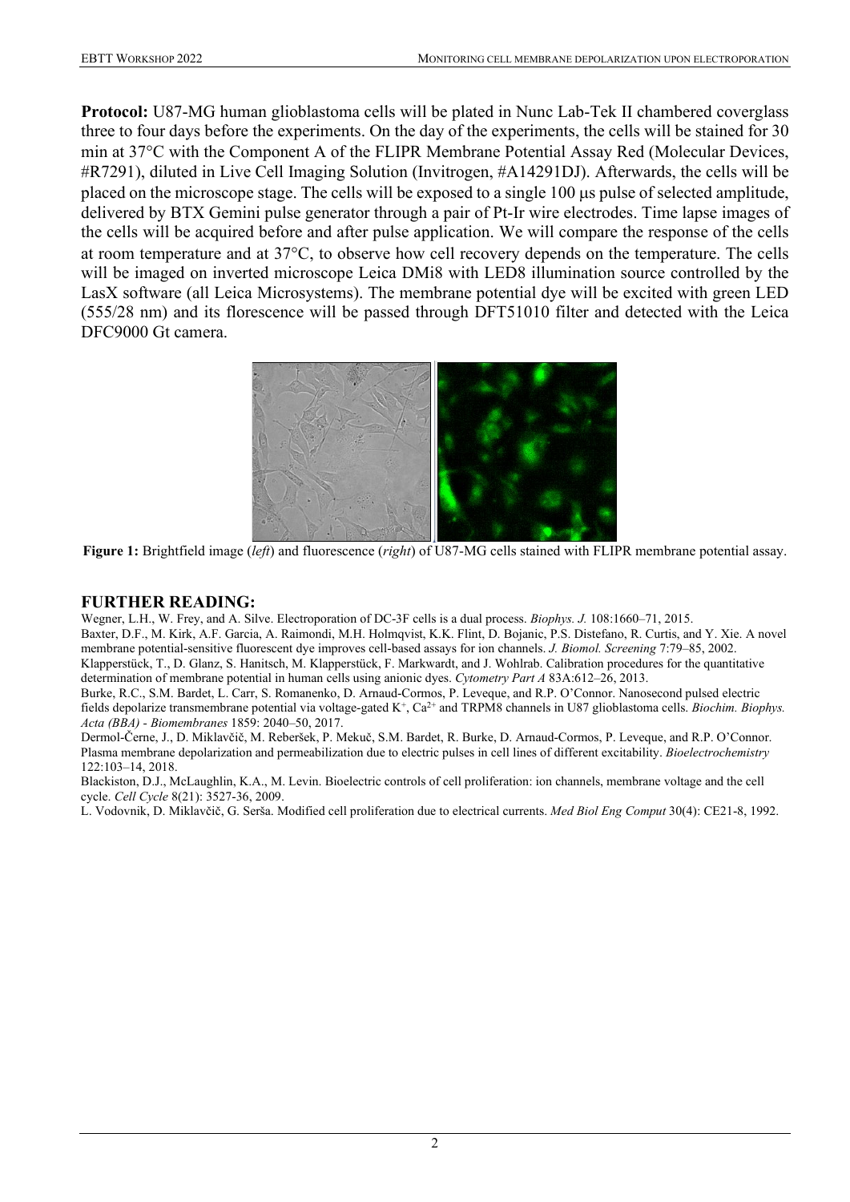**Protocol:** U87-MG human glioblastoma cells will be plated in Nunc Lab-Tek II chambered coverglass three to four days before the experiments. On the day of the experiments, the cells will be stained for 30 min at 37°C with the Component A of the FLIPR Membrane Potential Assay Red (Molecular Devices, #R7291), diluted in Live Cell Imaging Solution (Invitrogen, #A14291DJ). Afterwards, the cells will be placed on the microscope stage. The cells will be exposed to a single 100 μs pulse of selected amplitude, delivered by BTX Gemini pulse generator through a pair of Pt-Ir wire electrodes. Time lapse images of the cells will be acquired before and after pulse application. We will compare the response of the cells at room temperature and at 37°C, to observe how cell recovery depends on the temperature. The cells will be imaged on inverted microscope Leica DMi8 with LED8 illumination source controlled by the LasX software (all Leica Microsystems). The membrane potential dye will be excited with green LED (555/28 nm) and its florescence will be passed through DFT51010 filter and detected with the Leica DFC9000 Gt camera.

**Figure 1:** Brightfield image (*left*) and fluorescence (*right*) of U87-MG cells stained with FLIPR membrane potential assay.

## FURTHER READING:

Wegner, L.H., W. Frey, and A. Silve. Electroporation of DC-3F cells is a dual process. *Biophys. J.* 108:1660–71, 2015.

Baxter, D.F., M. Kirk, A.F. Garcia, A. Raimondi, M.H. Holmqvist, K.K. Flint, D. Bojanic, P.S. Distefano, R. Curtis, and Y. Xie. A novel membrane potential-sensitive fluorescent dye improves cell-based assays for ion channels. *J. Biomol. Screening* 7:79–85, 2002.

Klapperstück, T., D. Glanz, S. Hanitsch, M. Klapperstück, F. Markwardt, and J. Wohlrab. Calibration procedures for the quantitative determination of membrane potential in human cells using anionic dyes. *Cytometry Part A* 83A:612–26, 2013.

Burke, R.C., S.M. Bardet, L. Carr, S. Romanenko, D. Arnaud-Cormos, P. Leveque, and R.P. O'Connor. Nanosecond pulsed electric fields depolarize transmembrane potential via voltage-gated $K^+$, $Ca^{2+}$ and TRPM8 channels in U87 glioblastoma cells. *Biochim. Biophys. Acta (BBA) - Biomembranes* 1859: 2040–50, 2017.

Dermol-Černe, J., D. Miklavčič, M. Reberšek, P. Mekuč, S.M. Bardet, R. Burke, D. Arnaud-Cormos, P. Leveque, and R.P. O'Connor. Plasma membrane depolarization and permeabilization due to electric pulses in cell lines of different excitability. *Bioelectrochemistry* 122:103–14, 2018.

Blackiston, D.J., McLaughlin, K.A., M. Levin. Bioelectric controls of cell proliferation: ion channels, membrane voltage and the cell cycle. *Cell Cycle* 8(21): 3527-36, 2009.

L. Vodovnik, D. Miklavčič, G. Serša. Modified cell proliferation due to electrical currents. *Med Biol Eng Comput* 30(4): CE21-8, 1992.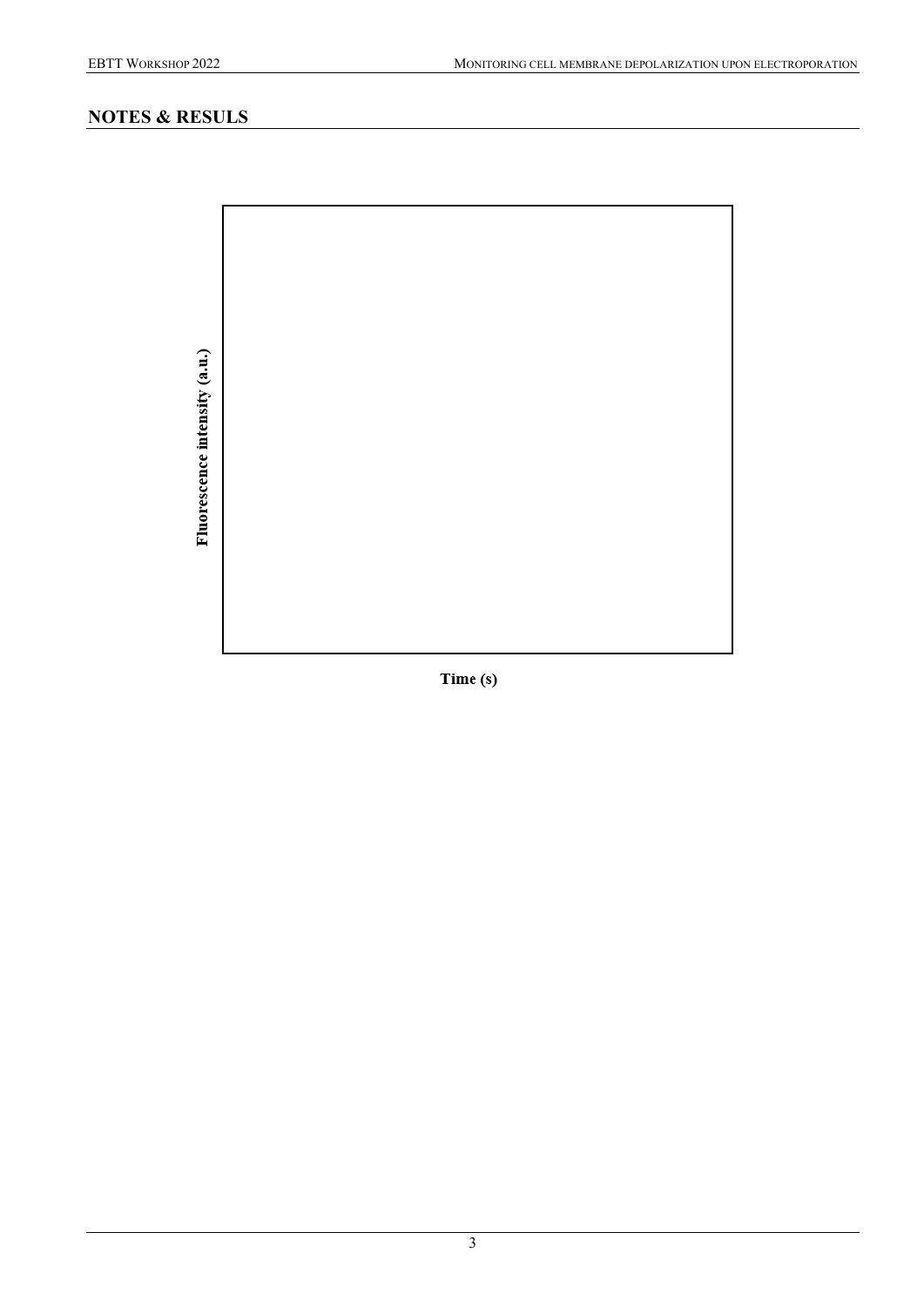## NOTES & RESULS

Fluorescence intensity (a.u.)

Time (s)